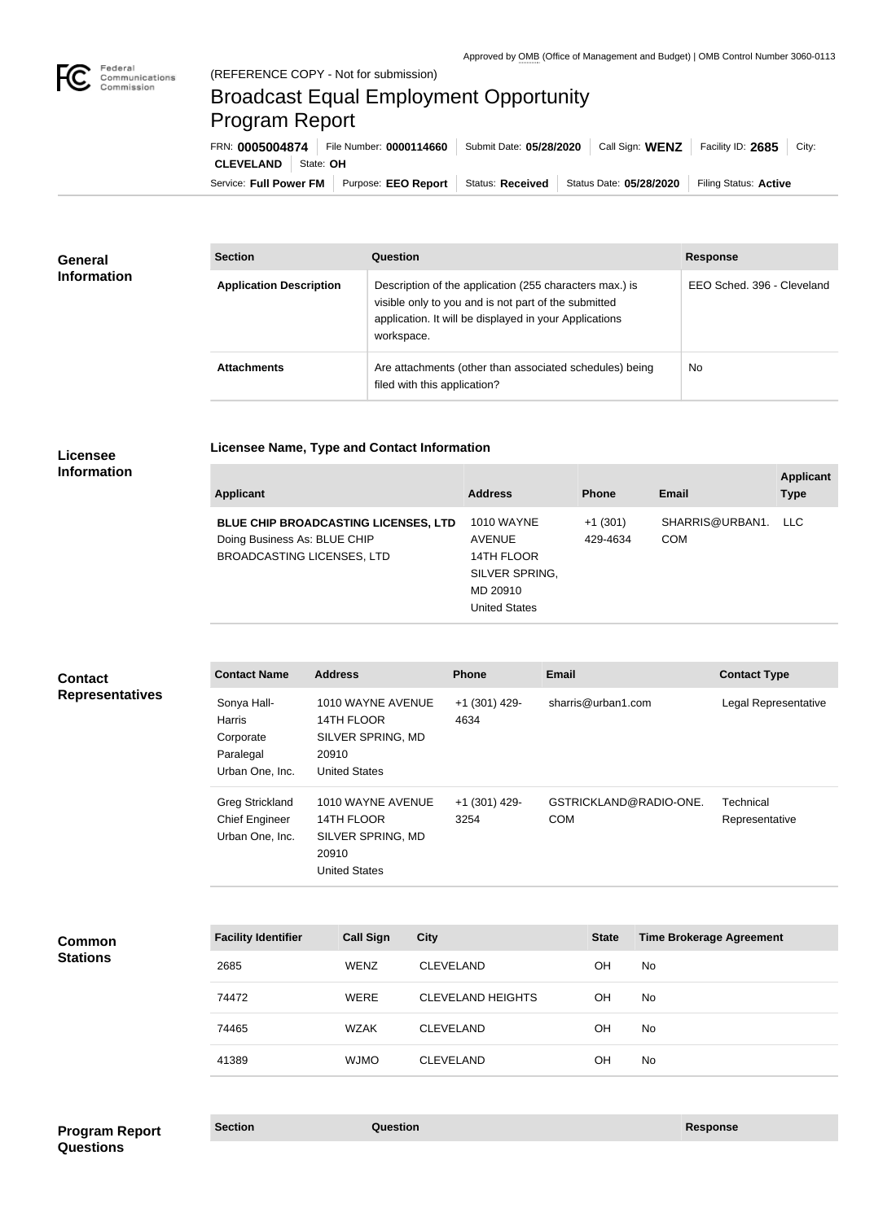Approved by OMB (Office of Management and Budget) | OMB Control Number 3060-0113

(REFERENCE COPY - Not for submission)

# Broadcast Equal Employment Opportunity Program Report

FRN: **0005004874** | File Number: **0000114660** | Submit Date: **05/28/2020** | Call Sign: **WENZ** | Facility ID: **2685** | City: **CLEVELAND** | State: **OH**

Service: **Full Power FM** | Purpose: **EEO Report** | Status: **Received** | Status Date: **05/28/2020** | Filing Status: **Active**

## General Information

| Section | Question | Response |
| --- | --- | --- |
| **Application Description** | Description of the application (255 characters max.) is visible only to you and is not part of the submitted application. It will be displayed in your Applications workspace. | EEO Sched. 396 - Cleveland |
| **Attachments** | Are attachments (other than associated schedules) being filed with this application? | No |

## Licensee Information

### Licensee Name, Type and Contact Information

| Applicant | Address | Phone | Email | Applicant Type |
| --- | --- | --- | --- | --- |
| **BLUE CHIP BROADCASTING LICENSES, LTD** Doing Business As: BLUE CHIP BROADCASTING LICENSES, LTD | 1010 WAYNE AVENUE 14TH FLOOR SILVER SPRING, MD 20910 United States | +1 (301) 429-4634 | SHARRIS@URBAN1.COM | LLC |

## Contact Representatives

| Contact Name | Address | Phone | Email | Contact Type |
| --- | --- | --- | --- | --- |
| Sonya Hall-Harris Corporate Paralegal Urban One, Inc. | 1010 WAYNE AVENUE 14TH FLOOR SILVER SPRING, MD 20910 United States | +1 (301) 429-4634 | sharris@urban1.com | Legal Representative |
| Greg Strickland Chief Engineer Urban One, Inc. | 1010 WAYNE AVENUE 14TH FLOOR SILVER SPRING, MD 20910 United States | +1 (301) 429-3254 | GSTRICKLAND@RADIO-ONE.COM | Technical Representative |

## Common Stations

| Facility Identifier | Call Sign | City | State | Time Brokerage Agreement |
| --- | --- | --- | --- | --- |
| 2685 | WENZ | CLEVELAND | OH | No |
| 74472 | WERE | CLEVELAND HEIGHTS | OH | No |
| 74465 | WZAK | CLEVELAND | OH | No |
| 41389 | WJMO | CLEVELAND | OH | No |

## Program Report Questions

| Section | Question | Response |
| --- | --- | --- |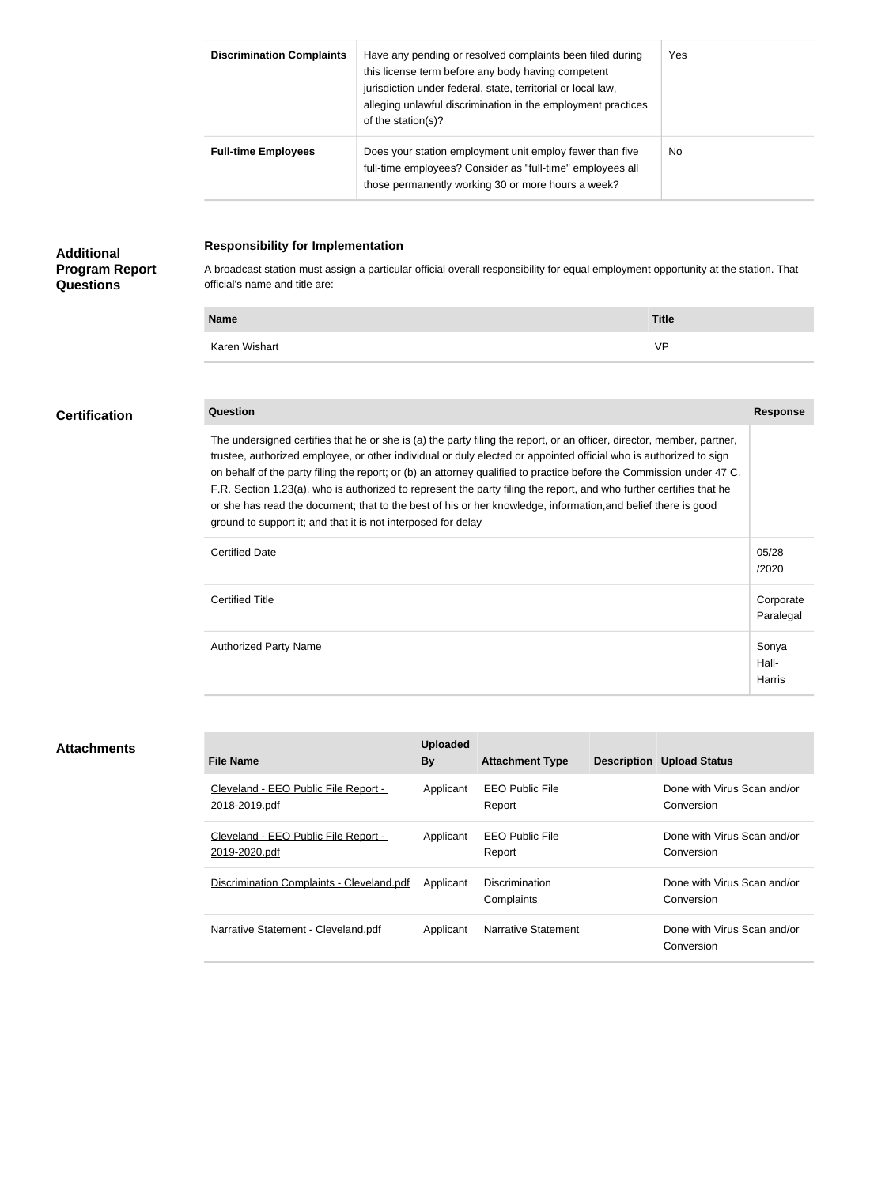| | | |
|---|---|---|
| **Discrimination Complaints** | Have any pending or resolved complaints been filed during this license term before any body having competent jurisdiction under federal, state, territorial or local law, alleging unlawful discrimination in the employment practices of the station(s)? | Yes |
| **Full-time Employees** | Does your station employment unit employ fewer than five full-time employees? Consider as "full-time" employees all those permanently working 30 or more hours a week? | No |

## Additional Program Report Questions

### Responsibility for Implementation

A broadcast station must assign a particular official overall responsibility for equal employment opportunity at the station. That official's name and title are:

| Name | Title |
|---|---|
| Karen Wishart | VP |

## Certification

| Question | Response |
|---|---|
| The undersigned certifies that he or she is (a) the party filing the report, or an officer, director, member, partner, trustee, authorized employee, or other individual or duly elected or appointed official who is authorized to sign on behalf of the party filing the report; or (b) an attorney qualified to practice before the Commission under 47 C. F.R. Section 1.23(a), who is authorized to represent the party filing the report, and who further certifies that he or she has read the document; that to the best of his or her knowledge, information,and belief there is good ground to support it; and that it is not interposed for delay | |
| Certified Date | 05/28/2020 |
| Certified Title | Corporate Paralegal |
| Authorized Party Name | Sonya Hall-Harris |

## Attachments

| File Name | Uploaded By | Attachment Type | Description | Upload Status |
|---|---|---|---|---|
| Cleveland - EEO Public File Report - 2018-2019.pdf | Applicant | EEO Public File Report | | Done with Virus Scan and/or Conversion |
| Cleveland - EEO Public File Report - 2019-2020.pdf | Applicant | EEO Public File Report | | Done with Virus Scan and/or Conversion |
| Discrimination Complaints - Cleveland.pdf | Applicant | Discrimination Complaints | | Done with Virus Scan and/or Conversion |
| Narrative Statement - Cleveland.pdf | Applicant | Narrative Statement | | Done with Virus Scan and/or Conversion |